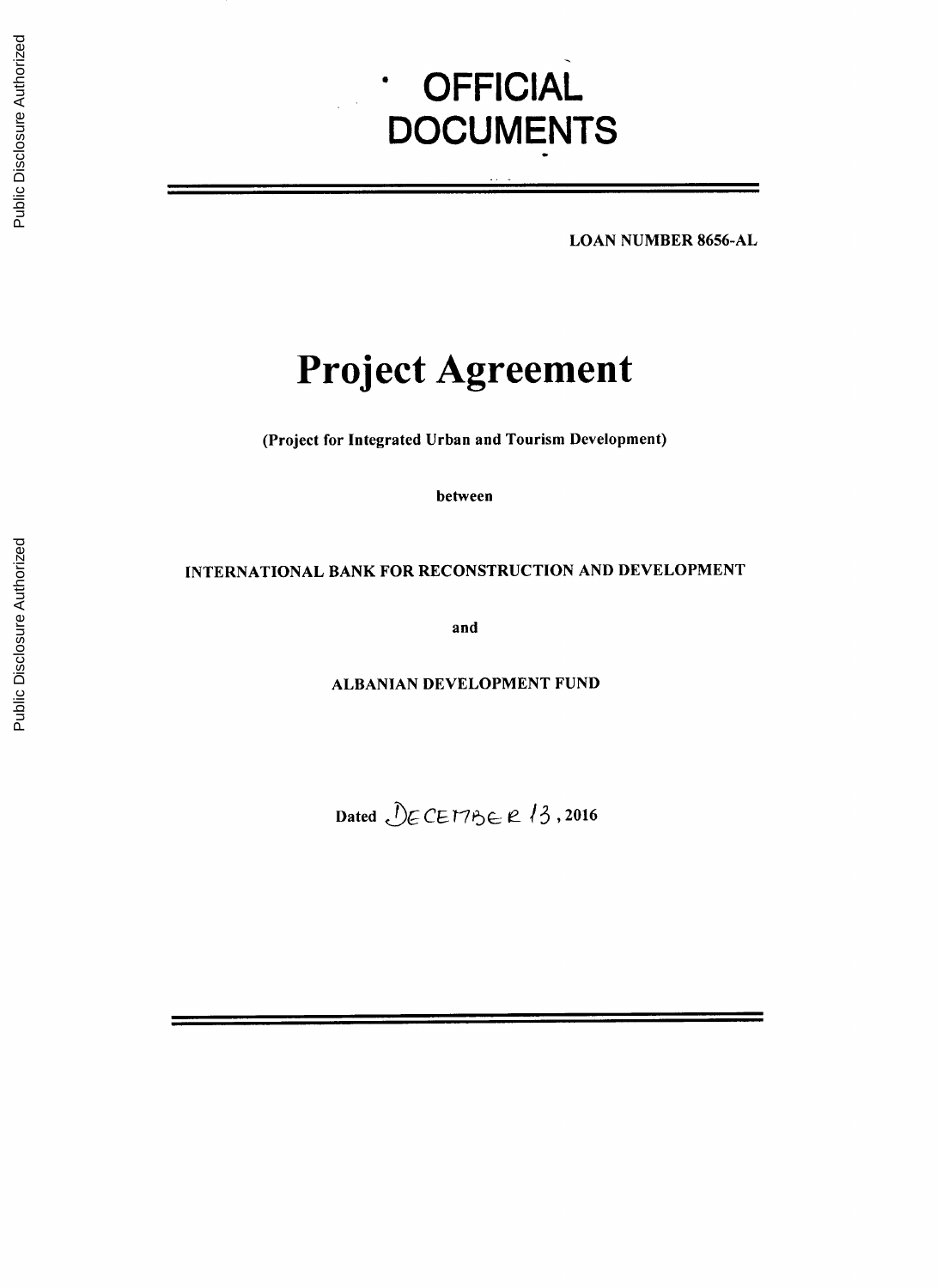# OFFICIAL DOCUMENTS

**LOAN NUMBER 8656-AL**

# Project Agreement

**(Project for Integrated Urban and Tourism Development)**

**between**

**INTERNATIONAL BANK FOR RECONSTRUCTION AND DEVELOPMENT**

**and**

**ALBANIAN DEVELOPMENT FUND**

**Dated DECEMBER 13, 2016**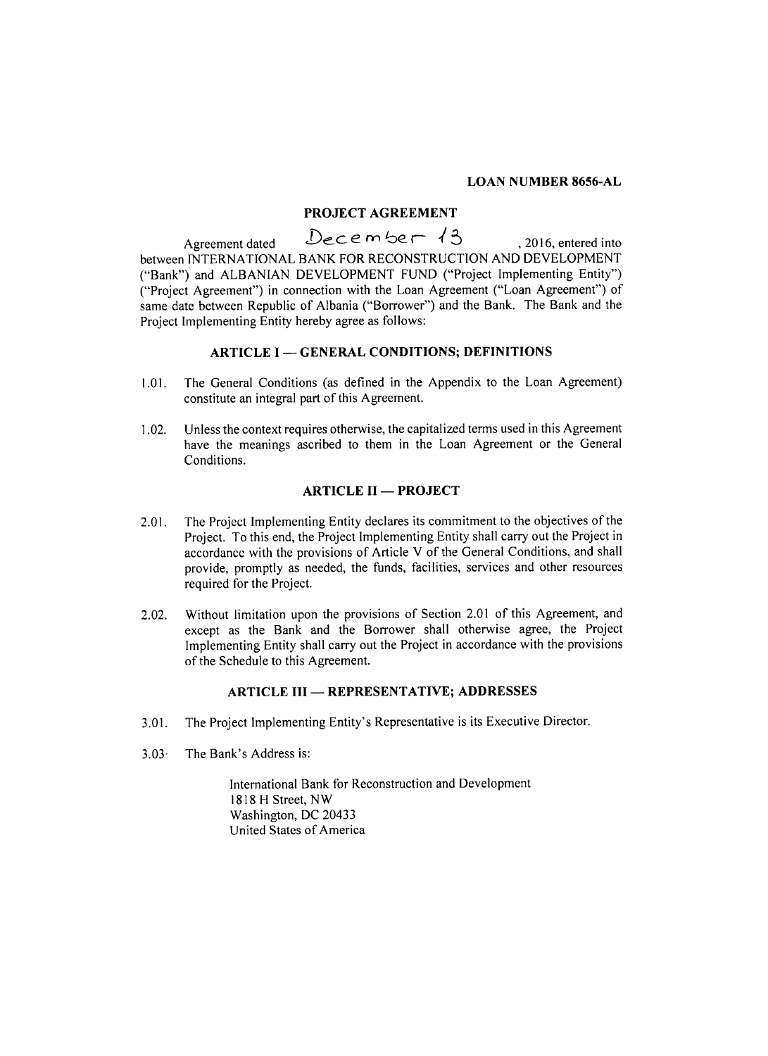**LOAN NUMBER 8656-AL**

## PROJECT AGREEMENT

Agreement dated December 13, 2016, entered into between INTERNATIONAL BANK FOR RECONSTRUCTION AND DEVELOPMENT ("Bank") and ALBANIAN DEVELOPMENT FUND ("Project Implementing Entity") ("Project Agreement") in connection with the Loan Agreement ("Loan Agreement") of same date between Republic of Albania ("Borrower") and the Bank. The Bank and the Project Implementing Entity hereby agree as follows:

### ARTICLE I — GENERAL CONDITIONS; DEFINITIONS

1.01. The General Conditions (as defined in the Appendix to the Loan Agreement) constitute an integral part of this Agreement.

1.02. Unless the context requires otherwise, the capitalized terms used in this Agreement have the meanings ascribed to them in the Loan Agreement or the General Conditions.

### ARTICLE II — PROJECT

2.01. The Project Implementing Entity declares its commitment to the objectives of the Project. To this end, the Project Implementing Entity shall carry out the Project in accordance with the provisions of Article V of the General Conditions, and shall provide, promptly as needed, the funds, facilities, services and other resources required for the Project.

2.02. Without limitation upon the provisions of Section 2.01 of this Agreement, and except as the Bank and the Borrower shall otherwise agree, the Project Implementing Entity shall carry out the Project in accordance with the provisions of the Schedule to this Agreement.

### ARTICLE III — REPRESENTATIVE; ADDRESSES

3.01. The Project Implementing Entity's Representative is its Executive Director.

3.03. The Bank's Address is:

International Bank for Reconstruction and Development
1818 H Street, NW
Washington, DC 20433
United States of America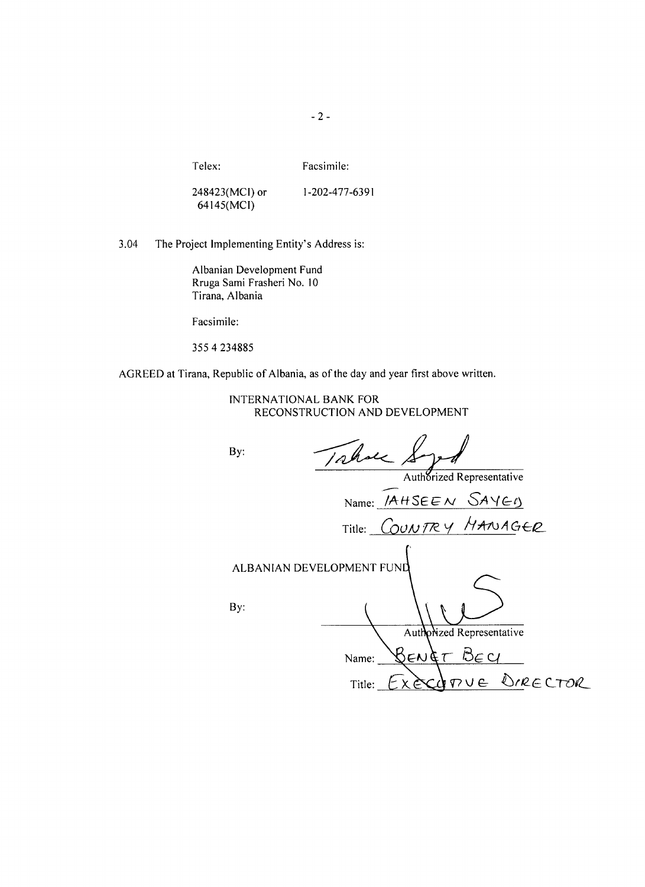| Telex: | Facsimile: |
| --- | --- |
| 248423(MCI) or 64145(MCI) | 1-202-477-6391 |

3.04 The Project Implementing Entity's Address is:

Albanian Development Fund
Rruga Sami Frasheri No. 10
Tirana, Albania

Facsimile:

355 4 234885

AGREED at Tirana, Republic of Albania, as of the day and year first above written.

INTERNATIONAL BANK FOR RECONSTRUCTION AND DEVELOPMENT

By: _______________________
Authorized Representative

Name: TAHSEEN SAYED

Title: COUNTRY MANAGER

ALBANIAN DEVELOPMENT FUND

By: _______________________
Authorized Representative

Name: BENET BECI

Title: EXECUTIVE DIRECTOR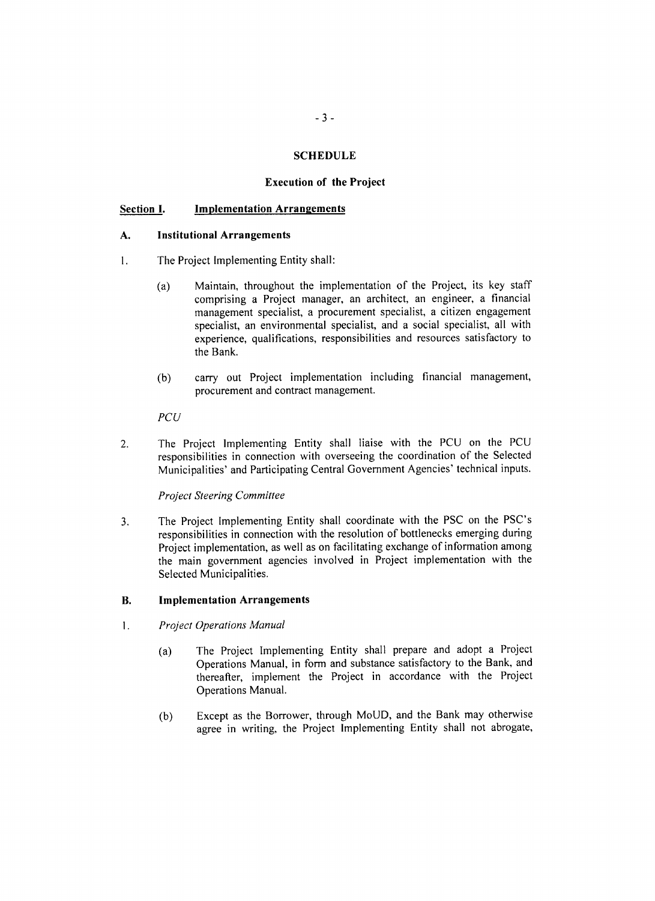## SCHEDULE

### Execution of the Project

**Section I. Implementation Arrangements**

**A. Institutional Arrangements**

1. The Project Implementing Entity shall:

   (a) Maintain, throughout the implementation of the Project, its key staff comprising a Project manager, an architect, an engineer, a financial management specialist, a procurement specialist, a citizen engagement specialist, an environmental specialist, and a social specialist, all with experience, qualifications, responsibilities and resources satisfactory to the Bank.

   (b) carry out Project implementation including financial management, procurement and contract management.

*PCU*

2. The Project Implementing Entity shall liaise with the PCU on the PCU responsibilities in connection with overseeing the coordination of the Selected Municipalities' and Participating Central Government Agencies' technical inputs.

*Project Steering Committee*

3. The Project Implementing Entity shall coordinate with the PSC on the PSC's responsibilities in connection with the resolution of bottlenecks emerging during Project implementation, as well as on facilitating exchange of information among the main government agencies involved in Project implementation with the Selected Municipalities.

**B. Implementation Arrangements**

1. *Project Operations Manual*

   (a) The Project Implementing Entity shall prepare and adopt a Project Operations Manual, in form and substance satisfactory to the Bank, and thereafter, implement the Project in accordance with the Project Operations Manual.

   (b) Except as the Borrower, through MoUD, and the Bank may otherwise agree in writing, the Project Implementing Entity shall not abrogate,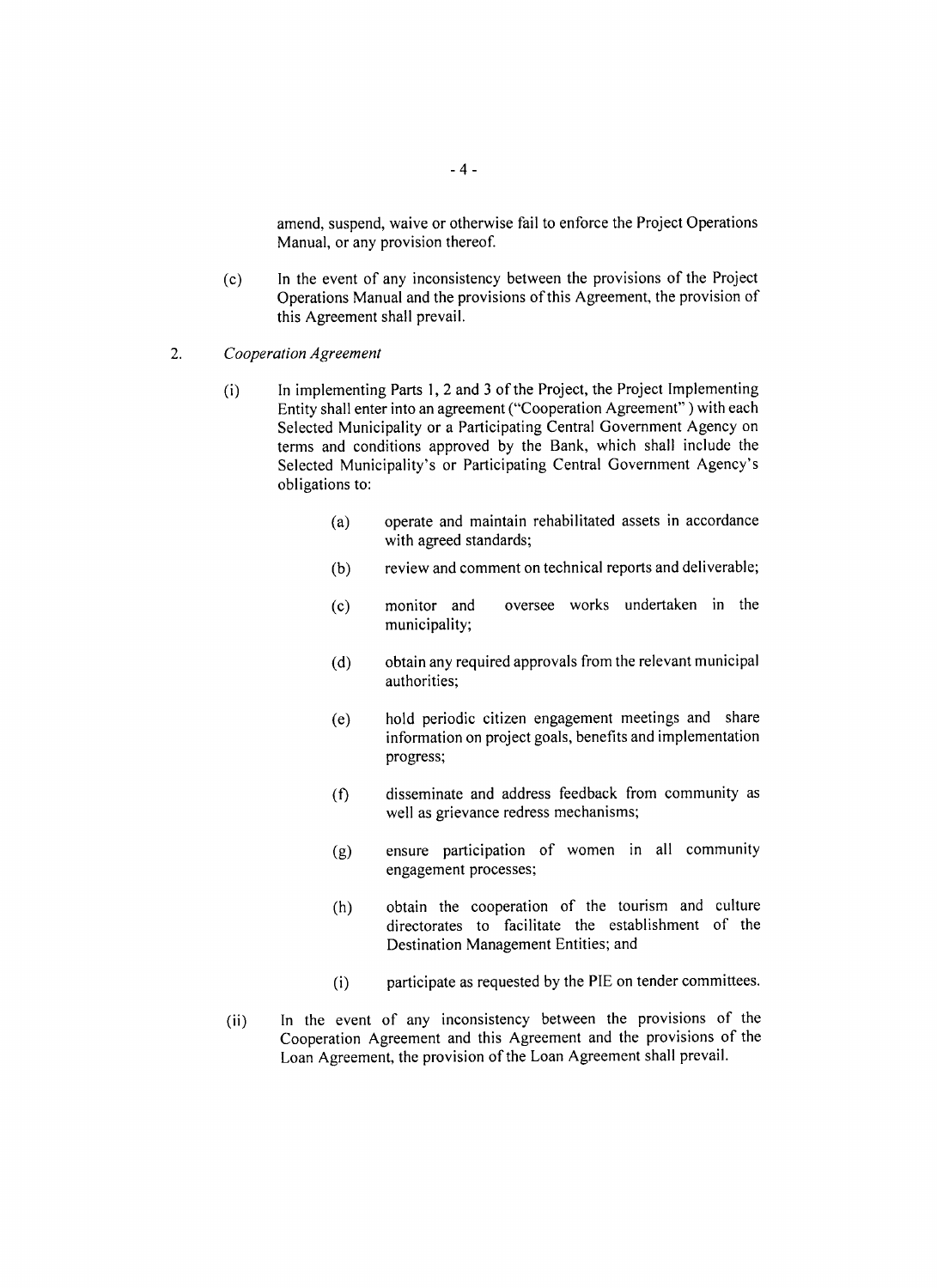amend, suspend, waive or otherwise fail to enforce the Project Operations Manual, or any provision thereof.

(c) In the event of any inconsistency between the provisions of the Project Operations Manual and the provisions of this Agreement, the provision of this Agreement shall prevail.

2. *Cooperation Agreement*

(i) In implementing Parts 1, 2 and 3 of the Project, the Project Implementing Entity shall enter into an agreement ("Cooperation Agreement" ) with each Selected Municipality or a Participating Central Government Agency on terms and conditions approved by the Bank, which shall include the Selected Municipality's or Participating Central Government Agency's obligations to:

> (a) operate and maintain rehabilitated assets in accordance with agreed standards;
>
> (b) review and comment on technical reports and deliverable;
>
> (c) monitor and oversee works undertaken in the municipality;
>
> (d) obtain any required approvals from the relevant municipal authorities;
>
> (e) hold periodic citizen engagement meetings and share information on project goals, benefits and implementation progress;
>
> (f) disseminate and address feedback from community as well as grievance redress mechanisms;
>
> (g) ensure participation of women in all community engagement processes;
>
> (h) obtain the cooperation of the tourism and culture directorates to facilitate the establishment of the Destination Management Entities; and
>
> (i) participate as requested by the PIE on tender committees.

(ii) In the event of any inconsistency between the provisions of the Cooperation Agreement and this Agreement and the provisions of the Loan Agreement, the provision of the Loan Agreement shall prevail.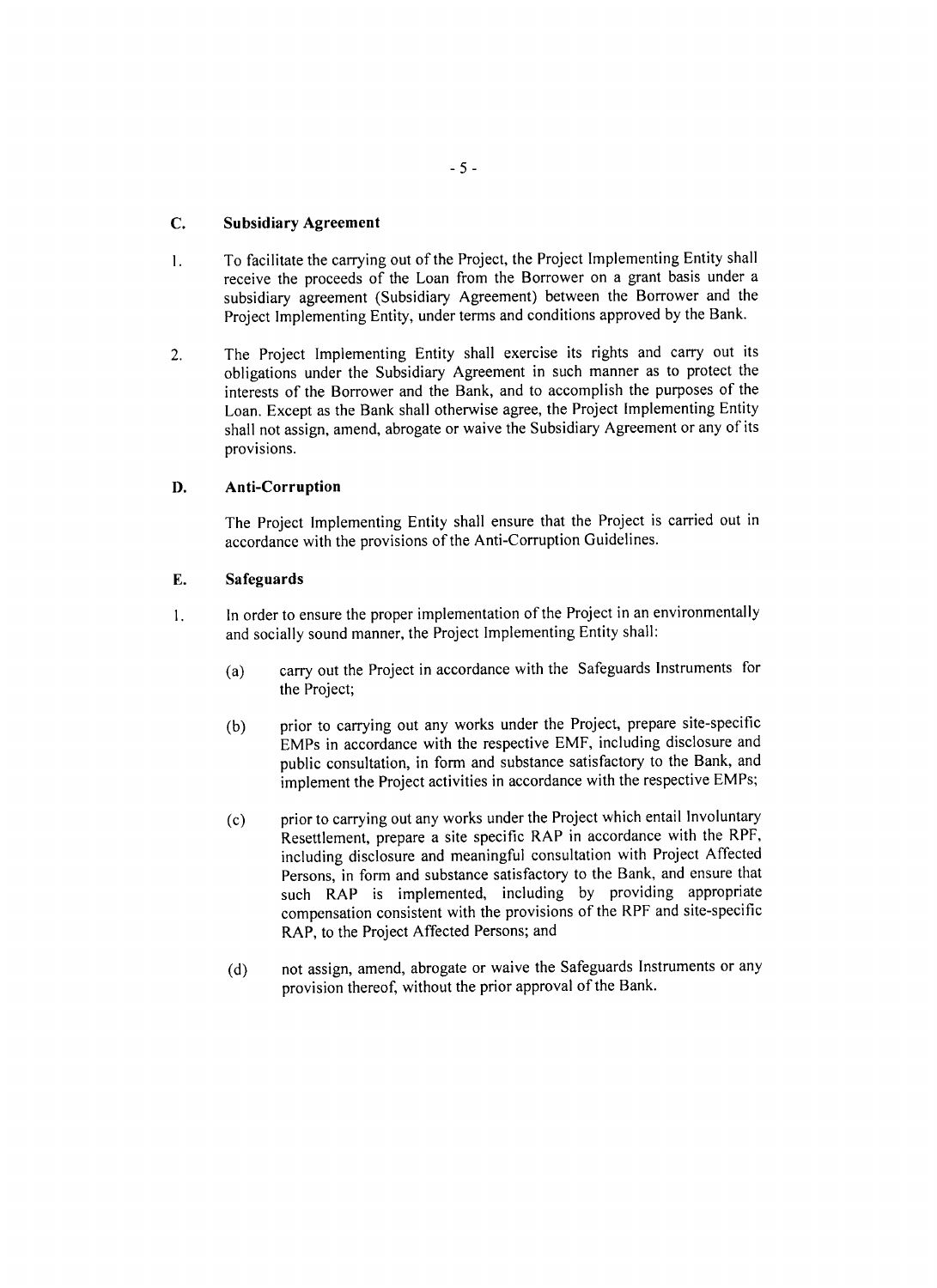### C. Subsidiary Agreement

1. To facilitate the carrying out of the Project, the Project Implementing Entity shall receive the proceeds of the Loan from the Borrower on a grant basis under a subsidiary agreement (Subsidiary Agreement) between the Borrower and the Project Implementing Entity, under terms and conditions approved by the Bank.

2. The Project Implementing Entity shall exercise its rights and carry out its obligations under the Subsidiary Agreement in such manner as to protect the interests of the Borrower and the Bank, and to accomplish the purposes of the Loan. Except as the Bank shall otherwise agree, the Project Implementing Entity shall not assign, amend, abrogate or waive the Subsidiary Agreement or any of its provisions.

### D. Anti-Corruption

The Project Implementing Entity shall ensure that the Project is carried out in accordance with the provisions of the Anti-Corruption Guidelines.

### E. Safeguards

1. In order to ensure the proper implementation of the Project in an environmentally and socially sound manner, the Project Implementing Entity shall:

   (a) carry out the Project in accordance with the Safeguards Instruments for the Project;

   (b) prior to carrying out any works under the Project, prepare site-specific EMPs in accordance with the respective EMF, including disclosure and public consultation, in form and substance satisfactory to the Bank, and implement the Project activities in accordance with the respective EMPs;

   (c) prior to carrying out any works under the Project which entail Involuntary Resettlement, prepare a site specific RAP in accordance with the RPF, including disclosure and meaningful consultation with Project Affected Persons, in form and substance satisfactory to the Bank, and ensure that such RAP is implemented, including by providing appropriate compensation consistent with the provisions of the RPF and site-specific RAP, to the Project Affected Persons; and

   (d) not assign, amend, abrogate or waive the Safeguards Instruments or any provision thereof, without the prior approval of the Bank.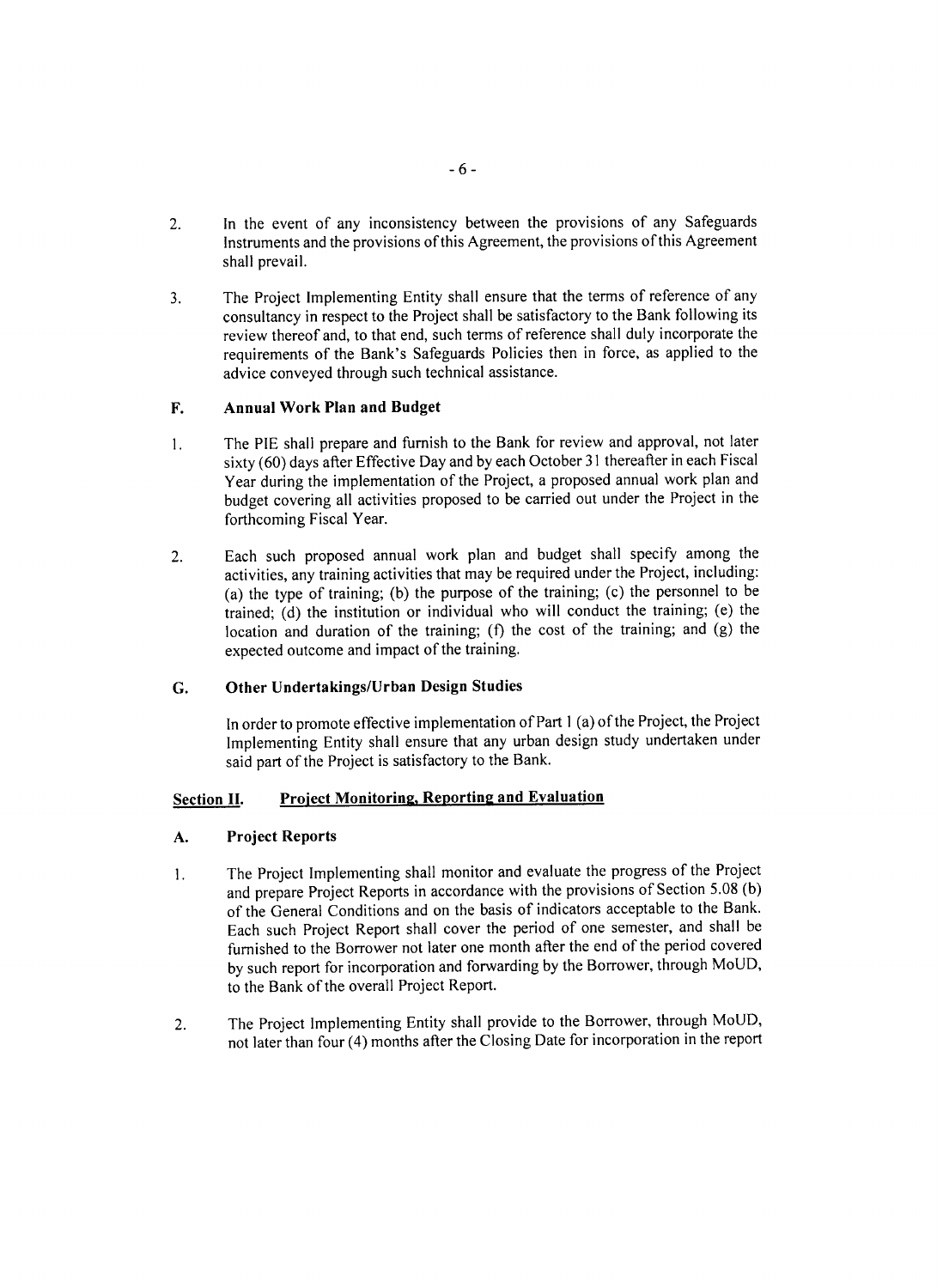2. In the event of any inconsistency between the provisions of any Safeguards Instruments and the provisions of this Agreement, the provisions of this Agreement shall prevail.

3. The Project Implementing Entity shall ensure that the terms of reference of any consultancy in respect to the Project shall be satisfactory to the Bank following its review thereof and, to that end, such terms of reference shall duly incorporate the requirements of the Bank's Safeguards Policies then in force, as applied to the advice conveyed through such technical assistance.

**F. Annual Work Plan and Budget**

1. The PIE shall prepare and furnish to the Bank for review and approval, not later sixty (60) days after Effective Day and by each October 31 thereafter in each Fiscal Year during the implementation of the Project, a proposed annual work plan and budget covering all activities proposed to be carried out under the Project in the forthcoming Fiscal Year.

2. Each such proposed annual work plan and budget shall specify among the activities, any training activities that may be required under the Project, including: (a) the type of training; (b) the purpose of the training; (c) the personnel to be trained; (d) the institution or individual who will conduct the training; (e) the location and duration of the training; (f) the cost of the training; and (g) the expected outcome and impact of the training.

**G. Other Undertakings/Urban Design Studies**

In order to promote effective implementation of Part 1 (a) of the Project, the Project Implementing Entity shall ensure that any urban design study undertaken under said part of the Project is satisfactory to the Bank.

**Section II. Project Monitoring, Reporting and Evaluation**

**A. Project Reports**

1. The Project Implementing shall monitor and evaluate the progress of the Project and prepare Project Reports in accordance with the provisions of Section 5.08 (b) of the General Conditions and on the basis of indicators acceptable to the Bank. Each such Project Report shall cover the period of one semester, and shall be furnished to the Borrower not later one month after the end of the period covered by such report for incorporation and forwarding by the Borrower, through MoUD, to the Bank of the overall Project Report.

2. The Project Implementing Entity shall provide to the Borrower, through MoUD, not later than four (4) months after the Closing Date for incorporation in the report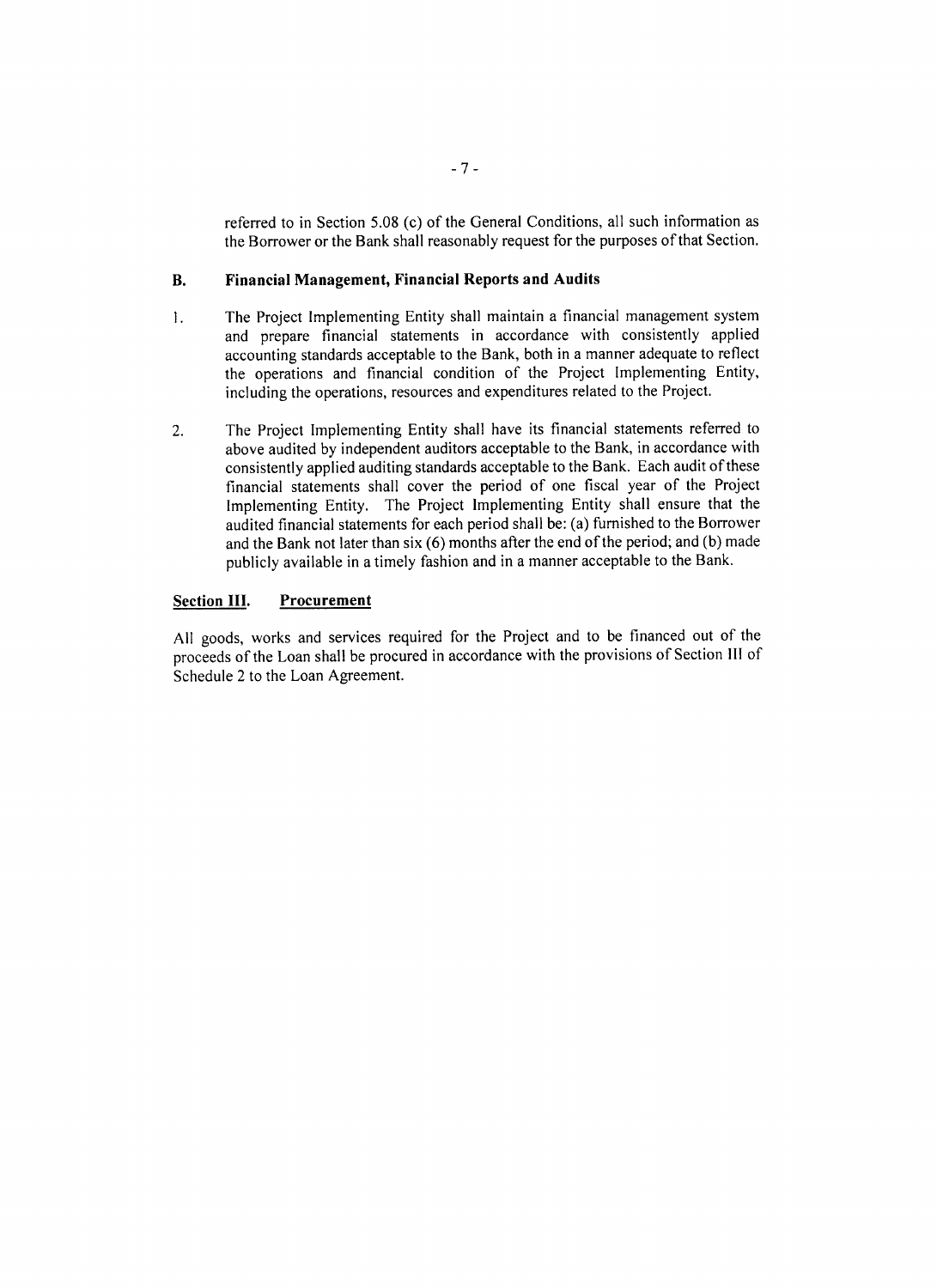referred to in Section 5.08 (c) of the General Conditions, all such information as the Borrower or the Bank shall reasonably request for the purposes of that Section.

### B. Financial Management, Financial Reports and Audits

1. The Project Implementing Entity shall maintain a financial management system and prepare financial statements in accordance with consistently applied accounting standards acceptable to the Bank, both in a manner adequate to reflect the operations and financial condition of the Project Implementing Entity, including the operations, resources and expenditures related to the Project.

2. The Project Implementing Entity shall have its financial statements referred to above audited by independent auditors acceptable to the Bank, in accordance with consistently applied auditing standards acceptable to the Bank. Each audit of these financial statements shall cover the period of one fiscal year of the Project Implementing Entity. The Project Implementing Entity shall ensure that the audited financial statements for each period shall be: (a) furnished to the Borrower and the Bank not later than six (6) months after the end of the period; and (b) made publicly available in a timely fashion and in a manner acceptable to the Bank.

## Section III. Procurement

All goods, works and services required for the Project and to be financed out of the proceeds of the Loan shall be procured in accordance with the provisions of Section III of Schedule 2 to the Loan Agreement.